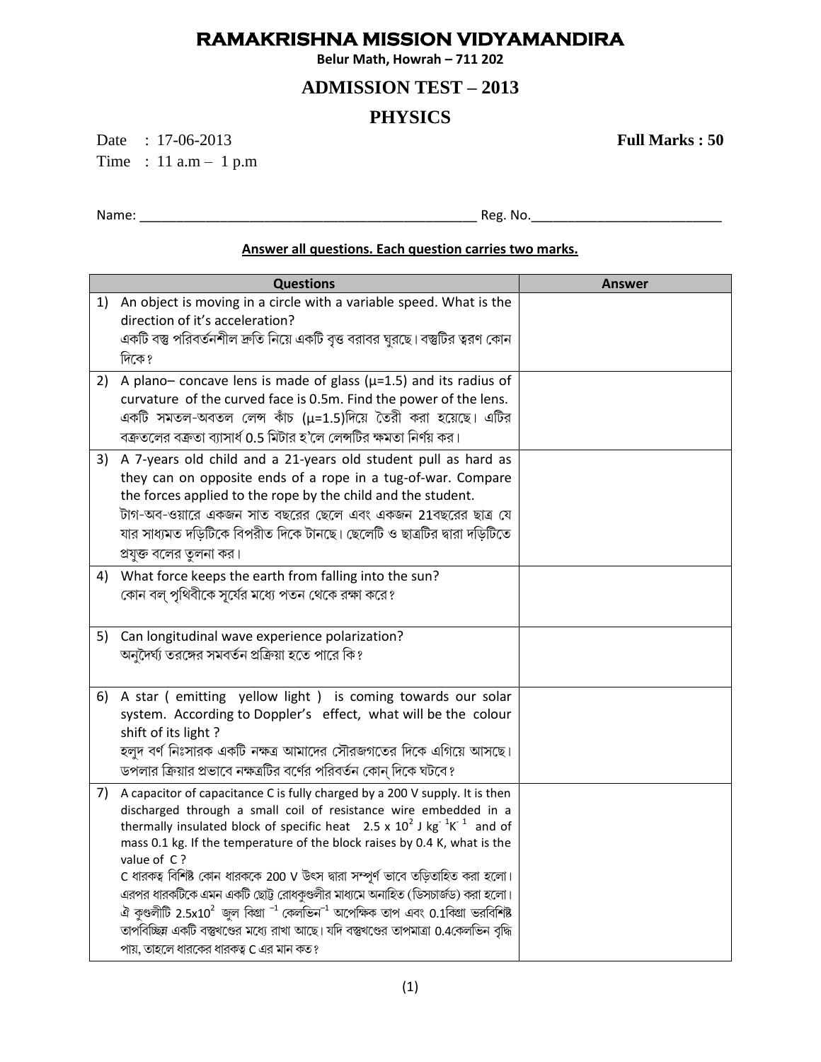# RAMAKRISHNA MISSION VIDYAMANDIRA

**Belur Math, Howrah – 711 202**

## ADMISSION TEST – 2013

## PHYSICS

Date : 17-06-2013 **Full Marks : 50**

Time : 11 a.m – 1 p.m

Name: ______________________________ Reg. No.____________________

**Answer all questions. Each question carries two marks.**

| Questions | Answer |
|---|---|
| 1) An object is moving in a circle with a variable speed. What is the direction of it's acceleration? <br> একটি বস্তু পরিবর্তনশীল দ্রুতি নিয়ে একটি বৃত্ত বরাবর ঘুরছে। বস্তুটির ত্বরণ কোন দিকে? | |
| 2) A plano– concave lens is made of glass (μ=1.5) and its radius of curvature of the curved face is 0.5m. Find the power of the lens. <br> একটি সমতল-অবতল লেন্স কাঁচ (μ=1.5)দিয়ে তৈরী করা হয়েছে। এটির বক্রতলের বক্রতা ব্যাসার্ধ 0.5 মিটার হ'লে লেন্সটির ক্ষমতা নির্ণয় কর। | |
| 3) A 7-years old child and a 21-years old student pull as hard as they can on opposite ends of a rope in a tug-of-war. Compare the forces applied to the rope by the child and the student. <br> টাগ-অব-ওয়ারে একজন সাত বছরের ছেলে এবং একজন 21বছরের ছাত্র যে যার সাধ্যমত দড়িটিকে বিপরীত দিকে টানছে। ছেলেটি ও ছাত্রটির দ্বারা দড়িটিতে প্রযুক্ত বলের তুলনা কর। | |
| 4) What force keeps the earth from falling into the sun? <br> কোন বল্ পৃথিবীকে সূর্যের মধ্যে পতন থেকে রক্ষা করে? | |
| 5) Can longitudinal wave experience polarization? <br> অনুদৈর্ঘ্য তরঙ্গের সমবর্তন প্রক্রিয়া হতে পারে কি? | |
| 6) A star ( emitting yellow light ) is coming towards our solar system. According to Doppler's effect, what will be the colour shift of its light ? <br> হলুদ বর্ণ নিঃসারক একটি নক্ষত্র আমাদের সৌরজগতের দিকে এগিয়ে আসছে। ডপলার ক্রিয়ার প্রভাবে নক্ষত্রটির বর্ণের পরিবর্তন কোন্ দিকে ঘটবে? | |
| 7) A capacitor of capacitance C is fully charged by a 200 V supply. It is then discharged through a small coil of resistance wire embedded in a thermally insulated block of specific heat $2.5 \times 10^2$ J $kg^{-1}K^{-1}$ and of mass 0.1 kg. If the temperature of the block raises by 0.4 K, what is the value of C ? <br> C ধারকত্ব বিশিষ্ট কোন ধারককে 200 V উৎস দ্বারা সম্পূর্ণ ভাবে তড়িতাহিত করা হলো। এরপর ধারকটিকে এমন একটি ছোট্ট রোধকুণ্ডলীর মাধ্যমে অনাহিত (ডিসচার্জড) করা হলো। ঐ কুণ্ডলীটি $2.5\times10^2$ জুল কিগ্রা $^{-1}$ কেলভিন$^{-1}$ আপেক্ষিক তাপ এবং 0.1কিগ্রা ভরবিশিষ্ট তাপবিচ্ছিন্ন একটি বস্তুখণ্ডের মধ্যে রাখা আছে। যদি বস্তুখণ্ডের তাপমাত্রা 0.4কেলভিন বৃদ্ধি পায়, তাহলে ধারকের ধারকত্ব C এর মান কত? | |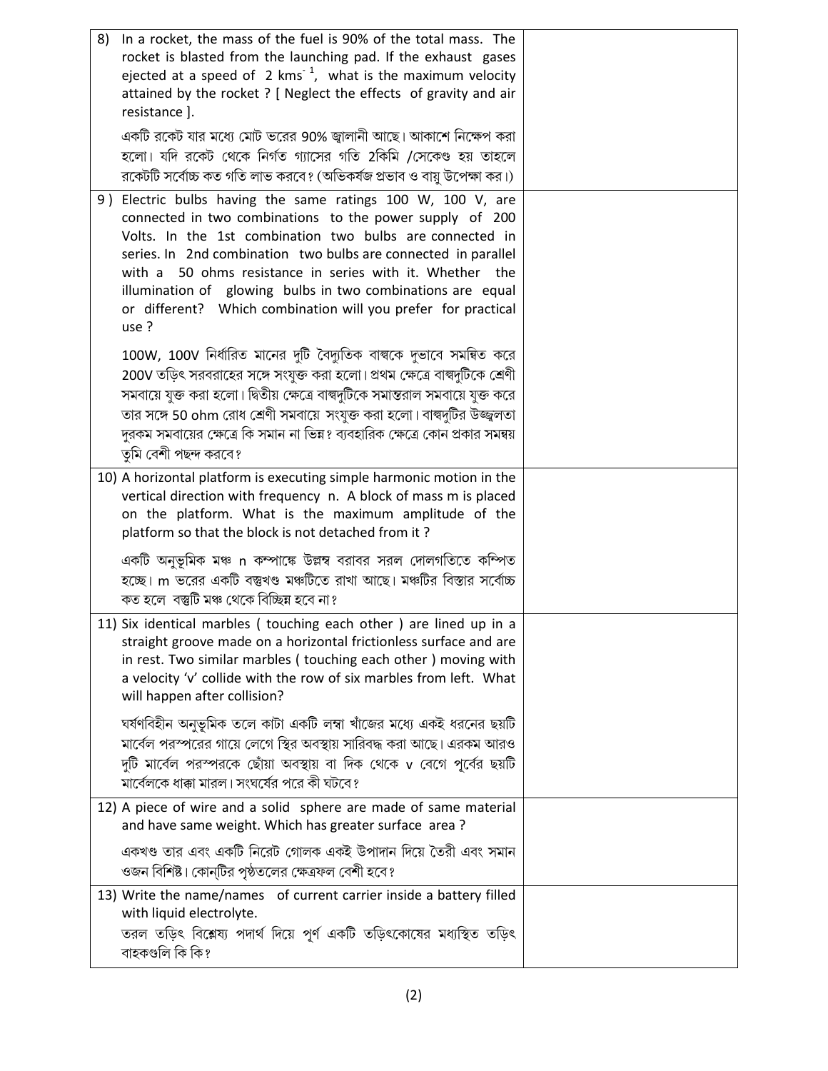| | |
|---|---|
| 8) In a rocket, the mass of the fuel is 90% of the total mass. The rocket is blasted from the launching pad. If the exhaust gases ejected at a speed of 2 $kms^{-1}$, what is the maximum velocity attained by the rocket ? [ Neglect the effects of gravity and air resistance ].<br><br>একটি রকেট যার মধ্যে মোট ভরের 90% জ্বালানী আছে। আকাশে নিক্ষেপ করা হলো। যদি রকেট থেকে নির্গত গ্যাসের গতি 2কিমি /সেকেণ্ড হয় তাহলে রকেটটি সর্বোচ্চ কত গতি লাভ করবে? (অভিকর্ষজ প্রভাব ও বায়ু উপেক্ষা কর।) | |
| 9 ) Electric bulbs having the same ratings 100 W, 100 V, are connected in two combinations to the power supply of 200 Volts. In the 1st combination two bulbs are connected in series. In 2nd combination two bulbs are connected in parallel with a 50 ohms resistance in series with it. Whether the illumination of glowing bulbs in two combinations are equal or different? Which combination will you prefer for practical use ?<br><br>100W, 100V নির্ধারিত মানের দুটি বৈদ্যুতিক বাল্বকে দুভাবে সমন্বিত করে 200V তড়িৎ সরবরাহের সঙ্গে সংযুক্ত করা হলো। প্রথম ক্ষেত্রে বাল্বদুটিকে শ্রেণী সমবায়ে যুক্ত করা হলো। দ্বিতীয় ক্ষেত্রে বাল্বদুটিকে সমান্তরাল সমবায়ে যুক্ত করে তার সঙ্গে 50 ohm রোধ শ্রেণী সমবায়ে সংযুক্ত করা হলো। বাল্বদুটির উজ্জ্বলতা দুরকম সমবায়ের ক্ষেত্রে কি সমান না ভিন্ন? ব্যবহারিক ক্ষেত্রে কোন প্রকার সমন্বয় তুমি বেশী পছন্দ করবে? | |
| 10) A horizontal platform is executing simple harmonic motion in the vertical direction with frequency n. A block of mass m is placed on the platform. What is the maximum amplitude of the platform so that the block is not detached from it ?<br><br>একটি অনুভূমিক মঞ্চ n কম্পাঙ্কে উল্লম্ব বরাবর সরল দোলগতিতে কম্পিত হচ্ছে। m ভরের একটি বস্তুখণ্ড মঞ্চটিতে রাখা আছে। মঞ্চটির বিস্তার সর্বোচ্চ কত হলে বস্তুটি মঞ্চ থেকে বিচ্ছিন্ন হবে না? | |
| 11) Six identical marbles ( touching each other ) are lined up in a straight groove made on a horizontal frictionless surface and are in rest. Two similar marbles ( touching each other ) moving with a velocity 'v' collide with the row of six marbles from left. What will happen after collision?<br><br>ঘর্ষণবিহীন অনুভূমিক তলে কাটা একটি লম্বা খাঁজের মধ্যে একই ধরনের ছয়টি মার্বেল পরস্পরের গায়ে লেগে স্থির অবস্থায় সারিবদ্ধ করা আছে। এরকম আরও দুটি মার্বেল পরস্পরকে ছোঁয়া অবস্থায় বা দিক থেকে v বেগে পূর্বের ছয়টি মার্বেলকে ধাক্কা মারল। সংঘর্ষের পরে কী ঘটবে? | |
| 12) A piece of wire and a solid sphere are made of same material and have same weight. Which has greater surface area ?<br><br>একখণ্ড তার এবং একটি নিরেট গোলক একই উপাদান দিয়ে তৈরী এবং সমান ওজন বিশিষ্ট। কোন্‌টির পৃষ্ঠতলের ক্ষেত্রফল বেশী হবে? | |
| 13) Write the name/names of current carrier inside a battery filled with liquid electrolyte.<br>তরল তড়িৎ বিশ্লেষ্য পদার্থ দিয়ে পূর্ণ একটি তড়িৎকোষের মধ্যস্থিত তড়িৎ বাহকগুলি কি কি? | |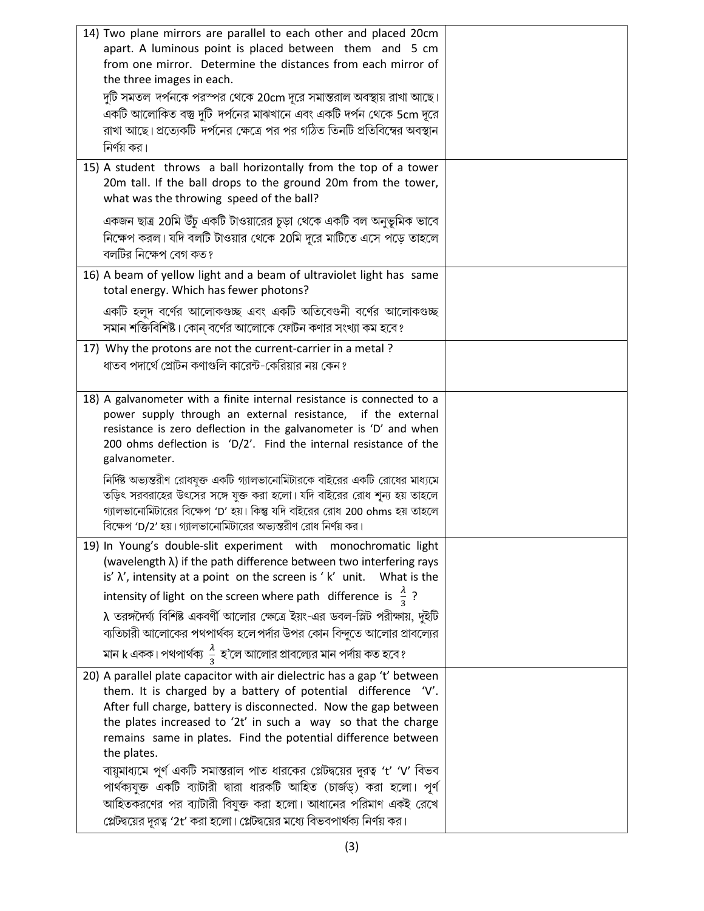| | |
|---|---|
| 14) Two plane mirrors are parallel to each other and placed 20cm apart. A luminous point is placed between them and 5 cm from one mirror. Determine the distances from each mirror of the three images in each.<br><br>দুটি সমতল দর্পনকে পরস্পর থেকে 20cm দূরে সমান্তরাল অবস্থায় রাখা আছে। একটি আলোকিত বস্তু দুটি দর্পনের মাঝখানে এবং একটি দর্পন থেকে 5cm দূরে রাখা আছে। প্রত্যেকটি দর্পনের ক্ষেত্রে পর পর গঠিত তিনটি প্রতিবিম্বের অবস্থান নির্ণয় কর। | |
| 15) A student throws a ball horizontally from the top of a tower 20m tall. If the ball drops to the ground 20m from the tower, what was the throwing speed of the ball?<br><br>একজন ছাত্র 20মি উঁচু একটি টাওয়ারের চূড়া থেকে একটি বল অনুভূমিক ভাবে নিক্ষেপ করল। যদি বলটি টাওয়ার থেকে 20মি দূরে মাটিতে এসে পড়ে তাহলে বলটির নিক্ষেপ বেগ কত? | |
| 16) A beam of yellow light and a beam of ultraviolet light has same total energy. Which has fewer photons?<br><br>একটি হলুদ বর্ণের আলোকগুচ্ছ এবং একটি অতিবেগুনী বর্ণের আলোকগুচ্ছ সমান শক্তিবিশিষ্ট। কোন্ বর্ণের আলোকে ফোটন কণার সংখ্যা কম হবে? | |
| 17) Why the protons are not the current-carrier in a metal ?<br>ধাতব পদার্থে প্রোটন কণাগুলি কারেন্ট-কেরিয়ার নয় কেন? | |
| 18) A galvanometer with a finite internal resistance is connected to a power supply through an external resistance, if the external resistance is zero deflection in the galvanometer is 'D' and when 200 ohms deflection is 'D/2'. Find the internal resistance of the galvanometer.<br><br>নির্দিষ্ট অভ্যন্তরীণ রোধযুক্ত একটি গ্যালভানোমিটারকে বাইরের একটি রোধের মাধ্যমে তড়িৎ সরবরাহের উৎসের সঙ্গে যুক্ত করা হলো। যদি বাইরের রোধ শূন্য হয় তাহলে গ্যালভানোমিটারের বিক্ষেপ 'D' হয়। কিন্তু যদি বাইরের রোধ 200 ohms হয় তাহলে বিক্ষেপ 'D/2' হয়। গ্যালভানোমিটারের অভ্যন্তরীণ রোধ নির্ণয় কর। | |
| 19) In Young's double-slit experiment with monochromatic light (wavelength $\lambda$) if the path difference between two interfering rays is' $\lambda$', intensity at a point on the screen is ' k' unit. What is the intensity of light on the screen where path difference is $\frac{\lambda}{3}$ ?<br><br>$\lambda$ তরঙ্গদৈর্ঘ্য বিশিষ্ট একবর্ণী আলোর ক্ষেত্রে ইয়ং-এর ডবল-স্লিট পরীক্ষায়, দুইটি ব্যতিচারী আলোকের পথপার্থক্য হলে পর্দার উপর কোন বিন্দুতে আলোর প্রাবল্যের মান k একক। পথপার্থক্য $\frac{\lambda}{3}$ হ'লে আলোর প্রাবল্যের মান পর্দায় কত হবে? | |
| 20) A parallel plate capacitor with air dielectric has a gap 't' between them. It is charged by a battery of potential difference 'V'. After full charge, battery is disconnected. Now the gap between the plates increased to '2t' in such a way so that the charge remains same in plates. Find the potential difference between the plates.<br><br>বায়ুমাধ্যমে পূর্ণ একটি সমান্তরাল পাত ধারকের প্লেটদ্বয়ের দূরত্ব 't' 'V' বিভব পার্থক্যযুক্ত একটি ব্যাটারী দ্বারা ধারকটি আহিত (চার্জড়) করা হলো। পূর্ণ আহিতকরণের পর ব্যাটারী বিযুক্ত করা হলো। আধানের পরিমাণ একই রেখে প্লেটদ্বয়ের দূরত্ব '2t' করা হলো। প্লেটদ্বয়ের মধ্যে বিভবপার্থক্য নির্ণয় কর। | |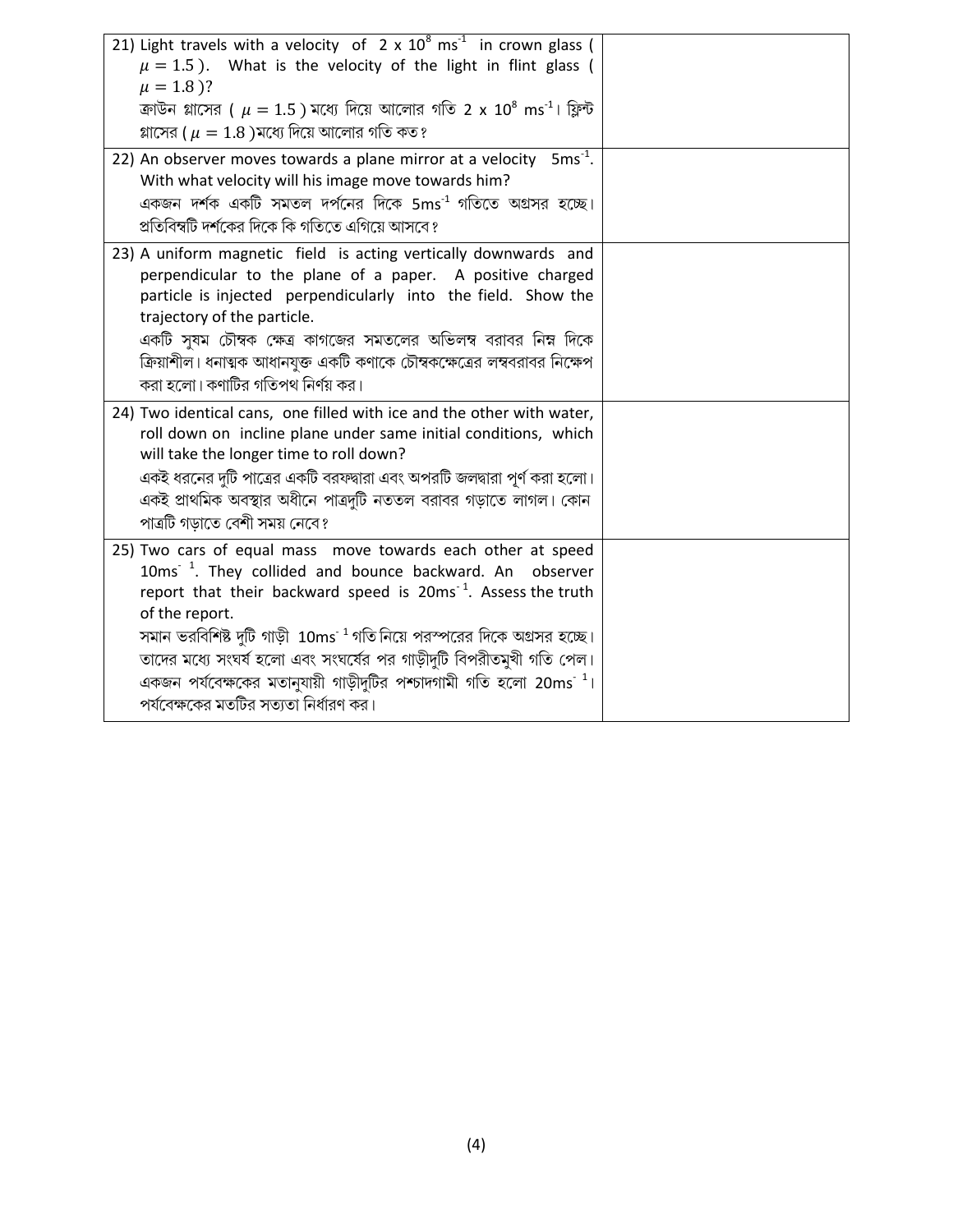| | |
|---|---|
| 21) Light travels with a velocity of 2 x $10^8$ $ms^{-1}$ in crown glass ( $\mu = 1.5$ ). What is the velocity of the light in flint glass ( $\mu = 1.8$ )?<br>ক্রাউন গ্লাসের ( $\mu = 1.5$ ) মধ্যে দিয়ে আলোর গতি 2 x $10^8$ $ms^{-1}$। ফ্লিন্ট গ্লাসের ( $\mu = 1.8$ )মধ্যে দিয়ে আলোর গতি কত? | |
| 22) An observer moves towards a plane mirror at a velocity 5$ms^{-1}$. With what velocity will his image move towards him?<br>একজন দর্শক একটি সমতল দর্পনের দিকে 5$ms^{-1}$ গতিতে অগ্রসর হচ্ছে। প্রতিবিম্বটি দর্শকের দিকে কি গতিতে এগিয়ে আসবে? | |
| 23) A uniform magnetic field is acting vertically downwards and perpendicular to the plane of a paper. A positive charged particle is injected perpendicularly into the field. Show the trajectory of the particle.<br>একটি সুষম চৌম্বক ক্ষেত্র কাগজের সমতলের অভিলম্ব বরাবর নিম্ন দিকে ক্রিয়াশীল। ধনাত্মক আধানযুক্ত একটি কণাকে চৌম্বকক্ষেত্রের লম্ববরাবর নিক্ষেপ করা হলো। কণাটির গতিপথ নির্ণয় কর। | |
| 24) Two identical cans, one filled with ice and the other with water, roll down on incline plane under same initial conditions, which will take the longer time to roll down?<br>একই ধরনের দুটি পাত্রের একটি বরফদ্বারা এবং অপরটি জলদ্বারা পূর্ণ করা হলো। একই প্রাথমিক অবস্থার অধীনে পাত্রদুটি নততল বরাবর গড়াতে লাগল। কোন পাত্রটি গড়াতে বেশী সময় নেবে? | |
| 25) Two cars of equal mass move towards each other at speed 10$ms^{-1}$. They collided and bounce backward. An observer report that their backward speed is 20$ms^{-1}$. Assess the truth of the report.<br>সমান ভরবিশিষ্ট দুটি গাড়ী 10$ms^{-1}$ গতি নিয়ে পরস্পরের দিকে অগ্রসর হচ্ছে। তাদের মধ্যে সংঘর্ষ হলো এবং সংঘর্ষের পর গাড়ীদুটি বিপরীতমুখী গতি পেল। একজন পর্যবেক্ষকের মতানুযায়ী গাড়ীদুটির পশ্চাদগামী গতি হলো 20$ms^{-1}$। পর্যবেক্ষকের মতটির সত্যতা নির্ধারণ কর। | |